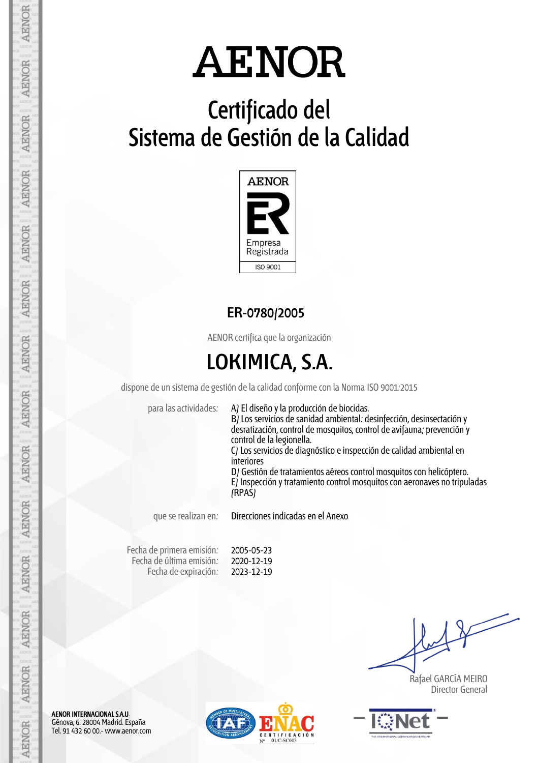# AENOR

## Certificado del Sistema de Gestión de la Calidad

AENOR

Empresa Registrada

ISO 9001

### ER-0780/2005

AENOR certifica que la organización

## LOKIMICA, S.A.

dispone de un sistema de gestión de la calidad conforme con la Norma ISO 9001:2015

para las actividades: A) El diseño y la producción de biocidas.
B) Los servicios de sanidad ambiental: desinfección, desinsectación y desratización, control de mosquitos, control de avifauna; prevención y control de la legionella.
C) Los servicios de diagnóstico e inspección de calidad ambiental en interiores
D) Gestión de tratamientos aéreos control mosquitos con helicóptero.
E) Inspección y tratamiento control mosquitos con aeronaves no tripuladas (RPAS)

que se realizan en: Direcciones indicadas en el Anexo

Fecha de primera emisión: 2005-05-23
Fecha de última emisión: 2020-12-19
Fecha de expiración: 2023-12-19

Rafael GARCÍA MEIRO
Director General

**AENOR INTERNACIONAL S.A.U.**
Génova, 6. 28004 Madrid. España
Tel. 91 432 60 00.- www.aenor.com

ENAC CERTIFICACIÓN Nº 01/C-SC003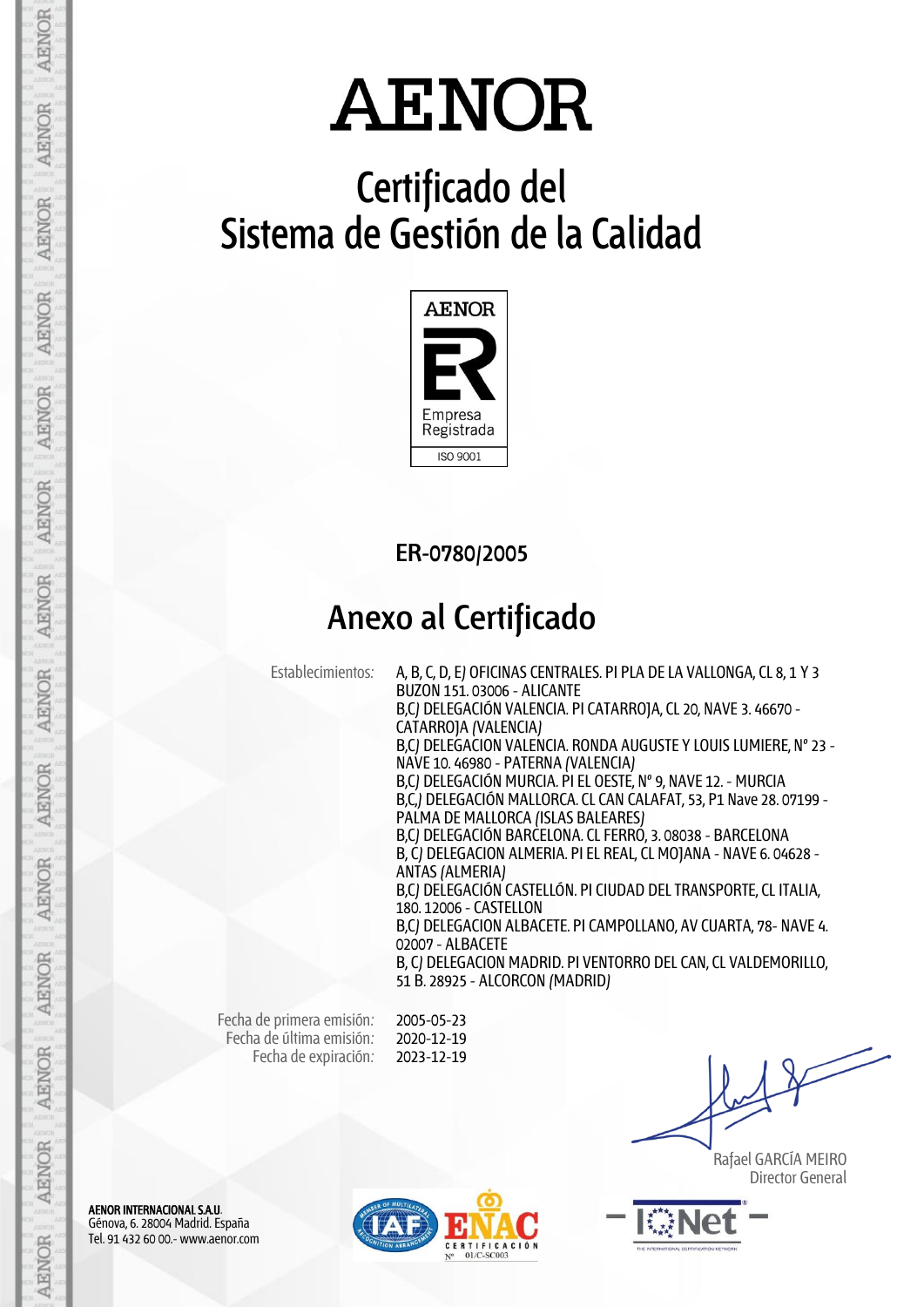# AENOR

## Certificado del Sistema de Gestión de la Calidad

AENOR
Empresa Registrada
ISO 9001

ER-0780/2005

## Anexo al Certificado

Establecimientos: A, B, C, D, E) OFICINAS CENTRALES. PI PLA DE LA VALLONGA, CL 8, 1 Y 3 BUZON 151. 03006 - ALICANTE
B,C) DELEGACIÓN VALENCIA. PI CATARROJA, CL 20, NAVE 3. 46670 - CATARROJA (VALENCIA)
B,C) DELEGACION VALENCIA. RONDA AUGUSTE Y LOUIS LUMIERE, Nº 23 - NAVE 10. 46980 - PATERNA (VALENCIA)
B,C) DELEGACIÓN MURCIA. PI EL OESTE, Nº 9, NAVE 12. - MURCIA
B,C,) DELEGACIÓN MALLORCA. CL CAN CALAFAT, 53, P1 Nave 28. 07199 - PALMA DE MALLORCA (ISLAS BALEARES)
B,C) DELEGACIÓN BARCELONA. CL FERRO, 3. 08038 - BARCELONA
B, C) DELEGACION ALMERIA. PI EL REAL, CL MOJANA - NAVE 6. 04628 - ANTAS (ALMERIA)
B,C) DELEGACIÓN CASTELLÓN. PI CIUDAD DEL TRANSPORTE, CL ITALIA, 180. 12006 - CASTELLON
B,C) DELEGACION ALBACETE. PI CAMPOLLANO, AV CUARTA, 78- NAVE 4. 02007 - ALBACETE
B, C) DELEGACION MADRID. PI VENTORRO DEL CAN, CL VALDEMORILLO, 51 B. 28925 - ALCORCON (MADRID)

Fecha de primera emisión: 2005-05-23
Fecha de última emisión: 2020-12-19
Fecha de expiración: 2023-12-19

Rafael GARCÍA MEIRO
Director General

**AENOR INTERNACIONAL S.A.U.**
Génova, 6. 28004 Madrid. España
Tel. 91 432 60 00.- www.aenor.com

ENAC CERTIFICACIÓN Nº 01/C-SC003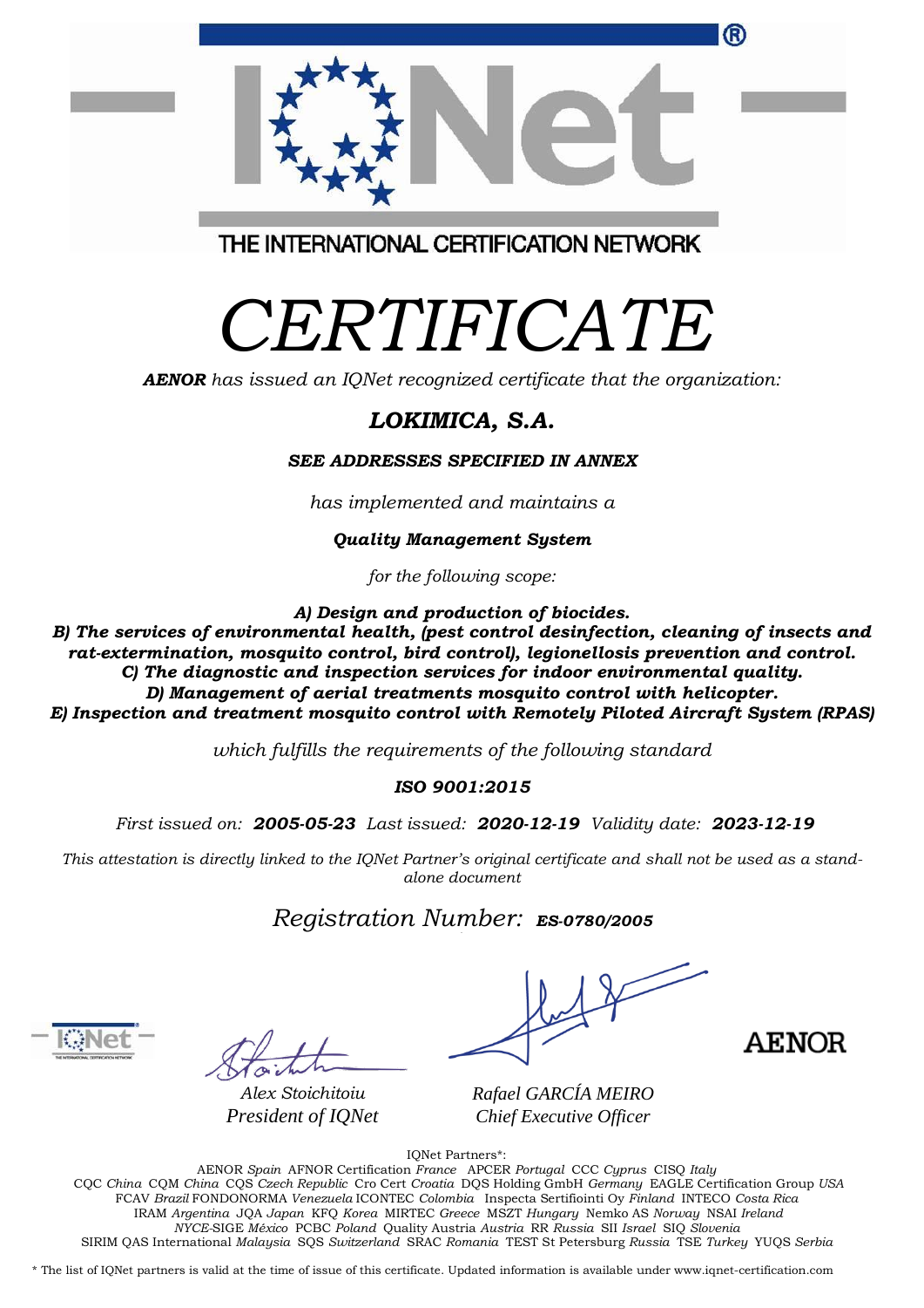THE INTERNATIONAL CERTIFICATION NETWORK

# *CERTIFICATE*

***AENOR*** *has issued an IQNet recognized certificate that the organization:*

## ***LOKIMICA, S.A.***

***SEE ADDRESSES SPECIFIED IN ANNEX***

*has implemented and maintains a*

***Quality Management System***

*for the following scope:*

***A) Design and production of biocides.***
***B) The services of environmental health, (pest control desinfection, cleaning of insects and rat-extermination, mosquito control, bird control), legionellosis prevention and control.***
***C) The diagnostic and inspection services for indoor environmental quality.***
***D) Management of aerial treatments mosquito control with helicopter.***
***E) Inspection and treatment mosquito control with Remotely Piloted Aircraft System (RPAS)***

*which fulfills the requirements of the following standard*

***ISO 9001:2015***

*First issued on:* ***2005-05-23*** *Last issued:* ***2020-12-19*** *Validity date:* ***2023-12-19***

*This attestation is directly linked to the IQNet Partner's original certificate and shall not be used as a stand-alone document*

*Registration Number:* ***ES-0780/2005***

*Alex Stoichitoiu*
*President of IQNet*

*Rafael GARCÍA MEIRO*
*Chief Executive Officer*

AENOR

IQNet Partners*:

AENOR *Spain* AFNOR Certification *France* APCER *Portugal* CCC *Cyprus* CISQ *Italy*
CQC *China* CQM *China* CQS *Czech Republic* Cro Cert *Croatia* DQS Holding GmbH *Germany* EAGLE Certification Group *USA*
FCAV *Brazil* FONDONORMA *Venezuela* ICONTEC *Colombia* Inspecta Sertifiointi Oy *Finland* INTECO *Costa Rica*
IRAM *Argentina* JQA *Japan* KFQ *Korea* MIRTEC *Greece* MSZT *Hungary* Nemko AS *Norway* NSAI *Ireland*
*NYCE*-SIGE *México* PCBC *Poland* Quality Austria *Austria* RR *Russia* SII *Israel* SIQ *Slovenia*
SIRIM QAS International *Malaysia* SQS *Switzerland* SRAC *Romania* TEST St Petersburg *Russia* TSE *Turkey* YUQS *Serbia*

\* The list of IQNet partners is valid at the time of issue of this certificate. Updated information is available under www.iqnet-certification.com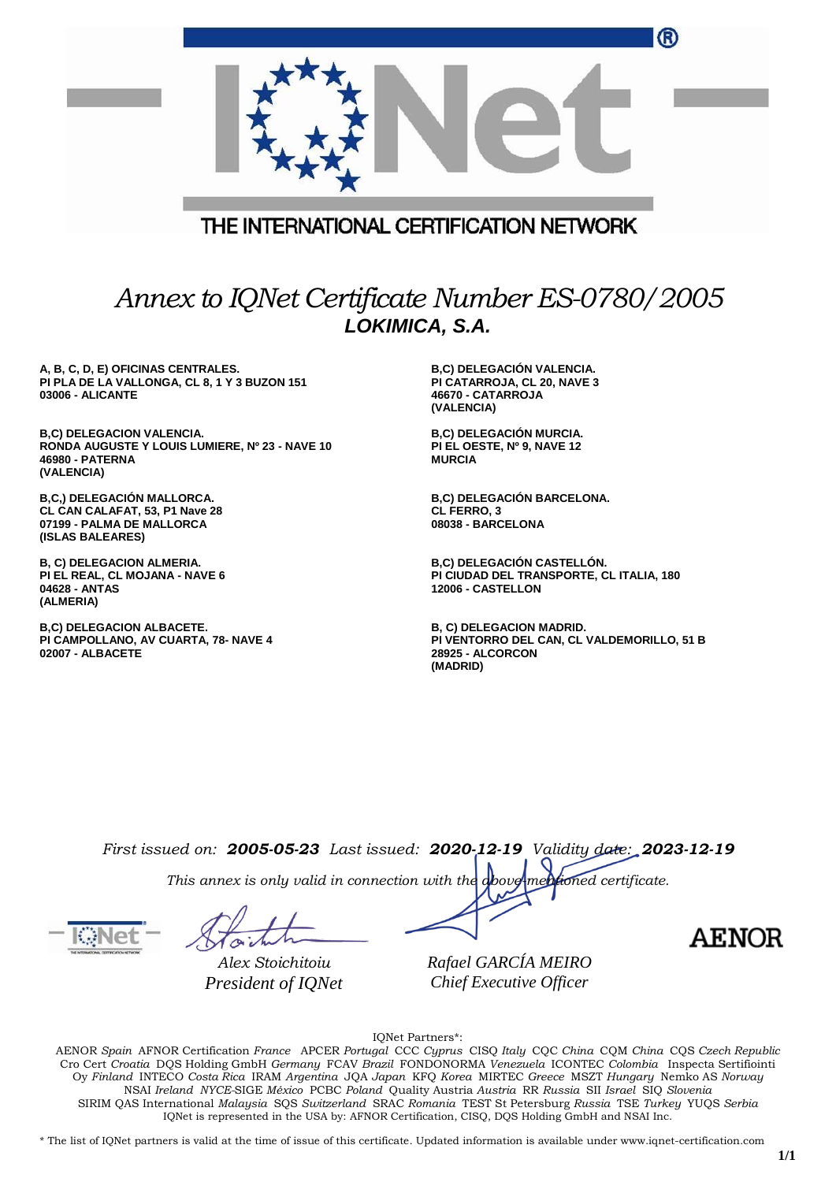THE INTERNATIONAL CERTIFICATION NETWORK

# *Annex to IQNet Certificate Number ES-0780/2005*

## ***LOKIMICA, S.A.***

**A, B, C, D, E) OFICINAS CENTRALES.**
**PI PLA DE LA VALLONGA, CL 8, 1 Y 3 BUZON 151**
**03006 - ALICANTE**

**B,C) DELEGACION VALENCIA.**
**RONDA AUGUSTE Y LOUIS LUMIERE, Nº 23 - NAVE 10**
**46980 - PATERNA**
**(VALENCIA)**

**B,C,) DELEGACIÓN MALLORCA.**
**CL CAN CALAFAT, 53, P1 Nave 28**
**07199 - PALMA DE MALLORCA**
**(ISLAS BALEARES)**

**B, C) DELEGACION ALMERIA.**
**PI EL REAL, CL MOJANA - NAVE 6**
**04628 - ANTAS**
**(ALMERIA)**

**B,C) DELEGACION ALBACETE.**
**PI CAMPOLLANO, AV CUARTA, 78- NAVE 4**
**02007 - ALBACETE**

**B,C) DELEGACIÓN VALENCIA.**
**PI CATARROJA, CL 20, NAVE 3**
**46670 - CATARROJA**
**(VALENCIA)**

**B,C) DELEGACIÓN MURCIA.**
**PI EL OESTE, Nº 9, NAVE 12**
**MURCIA**

**B,C) DELEGACIÓN BARCELONA.**
**CL FERRO, 3**
**08038 - BARCELONA**

**B,C) DELEGACIÓN CASTELLÓN.**
**PI CIUDAD DEL TRANSPORTE, CL ITALIA, 180**
**12006 - CASTELLON**

**B, C) DELEGACION MADRID.**
**PI VENTORRO DEL CAN, CL VALDEMORILLO, 51 B**
**28925 - ALCORCON**
**(MADRID)**

*First issued on:* ***2005-05-23*** *Last issued:* ***2020-12-19*** *Validity date:* ***2023-12-19***

*This annex is only valid in connection with the above-mentioned certificate.*

*Alex Stoichitoiu*
*President of IQNet*

*Rafael GARCÍA MEIRO*
*Chief Executive Officer*

AENOR

IQNet Partners*:

AENOR *Spain* AFNOR Certification *France* APCER *Portugal* CCC *Cyprus* CISQ *Italy* CQC *China* CQM *China* CQS *Czech Republic* Cro Cert *Croatia* DQS Holding GmbH *Germany* FCAV *Brazil* FONDONORMA *Venezuela* ICONTEC *Colombia* Inspecta Sertifiointi Oy *Finland* INTECO *Costa Rica* IRAM *Argentina* JQA *Japan* KFQ *Korea* MIRTEC *Greece* MSZT *Hungary* Nemko AS *Norway* NSAI *Ireland* *NYCE*-SIGE *México* PCBC *Poland* Quality Austria *Austria* RR *Russia* SII *Israel* SIQ *Slovenia* SIRIM QAS International *Malaysia* SQS *Switzerland* SRAC *Romania* TEST St Petersburg *Russia* TSE *Turkey* YUQS *Serbia*
IQNet is represented in the USA by: AFNOR Certification, CISQ, DQS Holding GmbH and NSAI Inc.

* The list of IQNet partners is valid at the time of issue of this certificate. Updated information is available under www.iqnet-certification.com